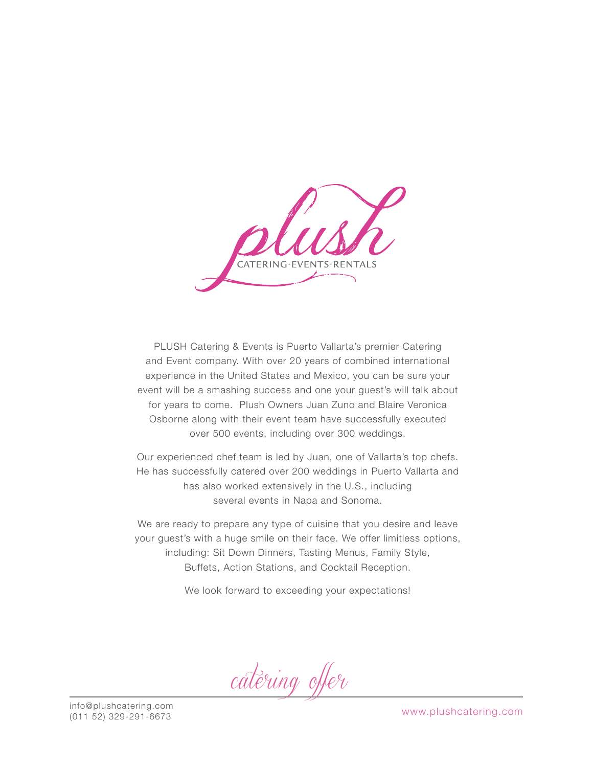# plush

CATERING·EVENTS·RENTALS

PLUSH Catering & Events is Puerto Vallarta's premier Catering and Event company. With over 20 years of combined international experience in the United States and Mexico, you can be sure your event will be a smashing success and one your guest's will talk about for years to come. Plush Owners Juan Zuno and Blaire Veronica Osborne along with their event team have successfully executed over 500 events, including over 300 weddings.

Our experienced chef team is led by Juan, one of Vallarta's top chefs. He has successfully catered over 200 weddings in Puerto Vallarta and has also worked extensively in the U.S., including several events in Napa and Sonoma.

We are ready to prepare any type of cuisine that you desire and leave your guest's with a huge smile on their face. We offer limitless options, including: Sit Down Dinners, Tasting Menus, Family Style, Buffets, Action Stations, and Cocktail Reception.

We look forward to exceeding your expectations!

*catering offer*

info@plushcatering.com
(011 52) 329-291-6673

www.plushcatering.com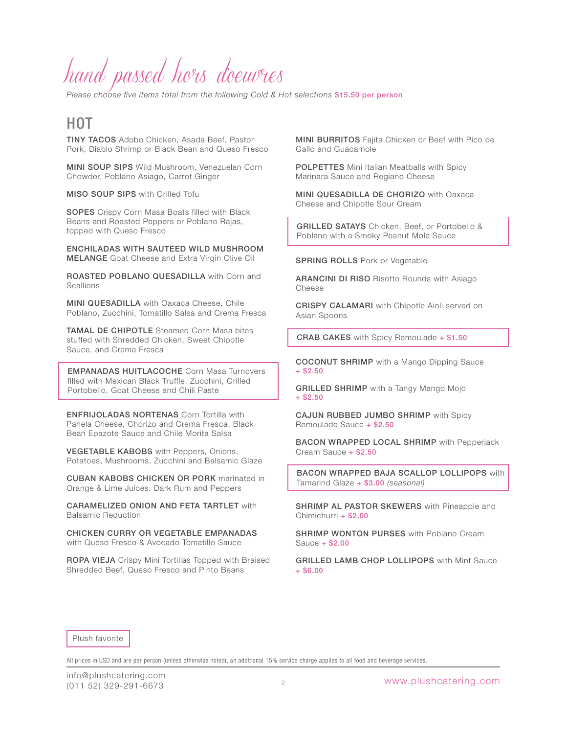# hand passed hors doeuvres

*Please choose five items total from the following Cold & Hot selections* **$15.50 per person**

## HOT

**TINY TACOS** Adobo Chicken, Asada Beef, Pastor Pork, Diablo Shrimp or Black Bean and Queso Fresco

**MINI SOUP SIPS** Wild Mushroom, Venezuelan Corn Chowder, Poblano Asiago, Carrot Ginger

**MISO SOUP SIPS** with Grilled Tofu

**SOPES** Crispy Corn Masa Boats filled with Black Beans and Roasted Peppers or Poblano Rajas, topped with Queso Fresco

**ENCHILADAS WITH SAUTEED WILD MUSHROOM MELANGE** Goat Cheese and Extra Virgin Olive Oil

**ROASTED POBLANO QUESADILLA** with Corn and Scallions

**MINI QUESADILLA** with Oaxaca Cheese, Chile Poblano, Zucchini, Tomatillo Salsa and Crema Fresca

**TAMAL DE CHIPOTLE** Steamed Corn Masa bites stuffed with Shredded Chicken, Sweet Chipotle Sauce, and Crema Fresca

**EMPANADAS HUITLACOCHE** Corn Masa Turnovers filled with Mexican Black Truffle, Zucchini, Grilled Portobello, Goat Cheese and Chili Paste

**ENFRIJOLADAS NORTENAS** Corn Tortilla with Panela Cheese, Chorizo and Crema Fresca, Black Bean Epazote Sauce and Chile Morita Salsa

**VEGETABLE KABOBS** with Peppers, Onions, Potatoes, Mushrooms, Zucchini and Balsamic Glaze

**CUBAN KABOBS CHICKEN OR PORK** marinated in Orange & Lime Juices, Dark Rum and Peppers

**CARAMELIZED ONION AND FETA TARTLET** with Balsamic Reduction

**CHICKEN CURRY OR VEGETABLE EMPANADAS** with Queso Fresco & Avocado Tomatillo Sauce

**ROPA VIEJA** Crispy Mini Tortillas Topped with Braised Shredded Beef, Queso Fresco and Pinto Beans

**MINI BURRITOS** Fajita Chicken or Beef with Pico de Gallo and Guacamole

**POLPETTES** Mini Italian Meatballs with Spicy Marinara Sauce and Regiano Cheese

**MINI QUESADILLA DE CHORIZO** with Oaxaca Cheese and Chipotle Sour Cream

**GRILLED SATAYS** Chicken, Beef, or Portobello & Poblano with a Smoky Peanut Mole Sauce

**SPRING ROLLS** Pork or Vegetable

**ARANCINI DI RISO** Risotto Rounds with Asiago Cheese

**CRISPY CALAMARI** with Chipotle Aioli served on Asian Spoons

**CRAB CAKES** with Spicy Remoulade **+ $1.50**

**COCONUT SHRIMP** with a Mango Dipping Sauce **+ $2.50**

**GRILLED SHRIMP** with a Tangy Mango Mojo **+ $2.50**

**CAJUN RUBBED JUMBO SHRIMP** with Spicy Remoulade Sauce **+ $2.50**

**BACON WRAPPED LOCAL SHRIMP** with Pepperjack Cream Sauce **+ $2.50**

**BACON WRAPPED BAJA SCALLOP LOLLIPOPS** with Tamarind Glaze **+ $3.00** *(seasonal)*

**SHRIMP AL PASTOR SKEWERS** with Pineapple and Chimichurri **+ $2.00**

**SHRIMP WONTON PURSES** with Poblano Cream Sauce **+ $2.00**

**GRILLED LAMB CHOP LOLLIPOPS** with Mint Sauce **+ $6.00**

Plush favorite

All prices in USD and are per person (unless otherwise noted), an additional 15% service charge applies to all food and beverage services.

info@plushcatering.com
(011 52) 329-291-6673

www.plushcatering.com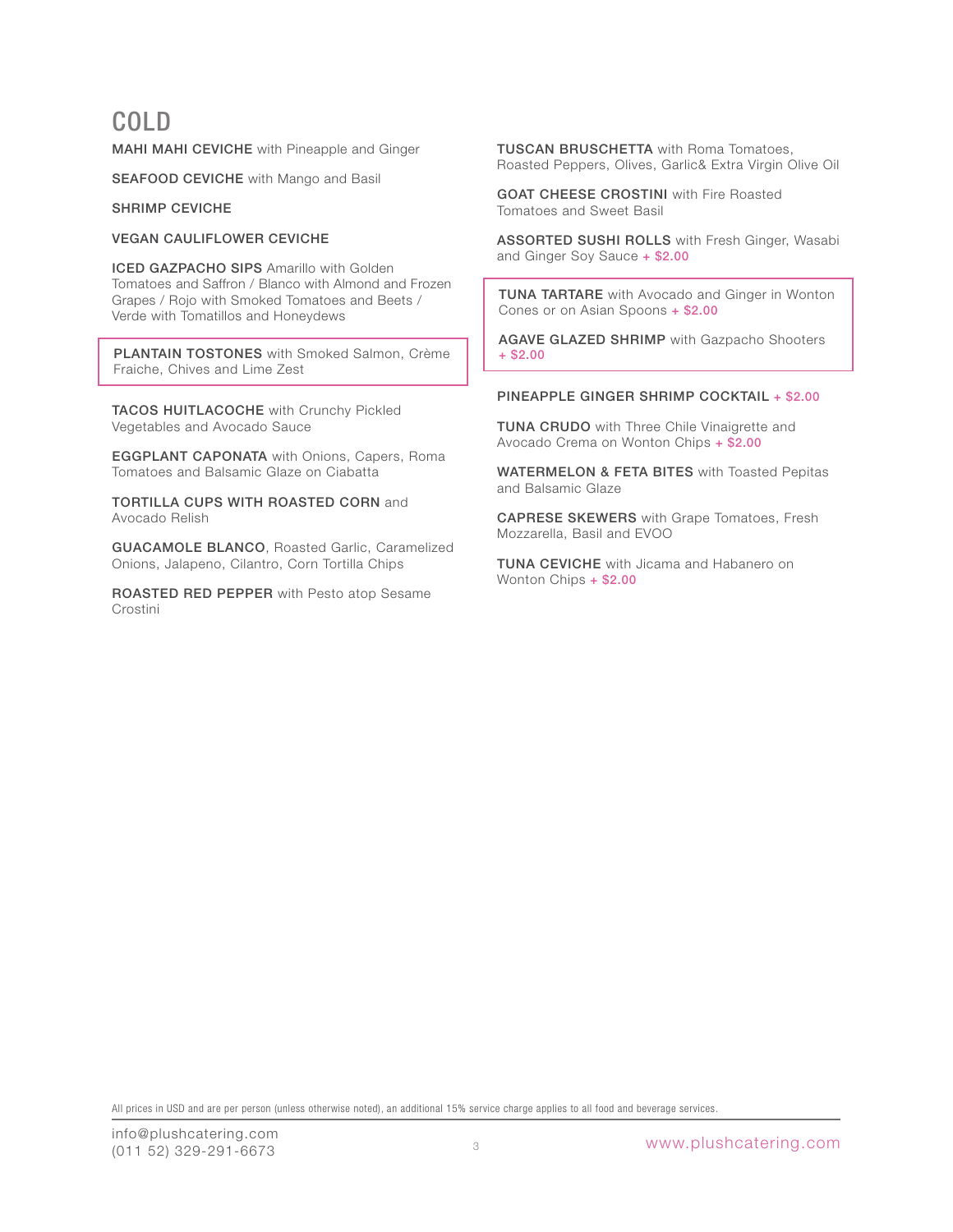# COLD

**MAHI MAHI CEVICHE** with Pineapple and Ginger

**SEAFOOD CEVICHE** with Mango and Basil

**SHRIMP CEVICHE**

**VEGAN CAULIFLOWER CEVICHE**

**ICED GAZPACHO SIPS** Amarillo with Golden Tomatoes and Saffron / Blanco with Almond and Frozen Grapes / Rojo with Smoked Tomatoes and Beets / Verde with Tomatillos and Honeydews

**PLANTAIN TOSTONES** with Smoked Salmon, Crème Fraiche, Chives and Lime Zest

**TACOS HUITLACOCHE** with Crunchy Pickled Vegetables and Avocado Sauce

**EGGPLANT CAPONATA** with Onions, Capers, Roma Tomatoes and Balsamic Glaze on Ciabatta

**TORTILLA CUPS WITH ROASTED CORN** and Avocado Relish

**GUACAMOLE BLANCO**, Roasted Garlic, Caramelized Onions, Jalapeno, Cilantro, Corn Tortilla Chips

**ROASTED RED PEPPER** with Pesto atop Sesame Crostini

**TUSCAN BRUSCHETTA** with Roma Tomatoes, Roasted Peppers, Olives, Garlic& Extra Virgin Olive Oil

**GOAT CHEESE CROSTINI** with Fire Roasted Tomatoes and Sweet Basil

**ASSORTED SUSHI ROLLS** with Fresh Ginger, Wasabi and Ginger Soy Sauce + $2.00

**TUNA TARTARE** with Avocado and Ginger in Wonton Cones or on Asian Spoons + $2.00

**AGAVE GLAZED SHRIMP** with Gazpacho Shooters + $2.00

**PINEAPPLE GINGER SHRIMP COCKTAIL** + $2.00

**TUNA CRUDO** with Three Chile Vinaigrette and Avocado Crema on Wonton Chips + $2.00

**WATERMELON & FETA BITES** with Toasted Pepitas and Balsamic Glaze

**CAPRESE SKEWERS** with Grape Tomatoes, Fresh Mozzarella, Basil and EVOO

**TUNA CEVICHE** with Jicama and Habanero on Wonton Chips + $2.00

All prices in USD and are per person (unless otherwise noted), an additional 15% service charge applies to all food and beverage services.

info@plushcatering.com
(011 52) 329-291-6673

www.plushcatering.com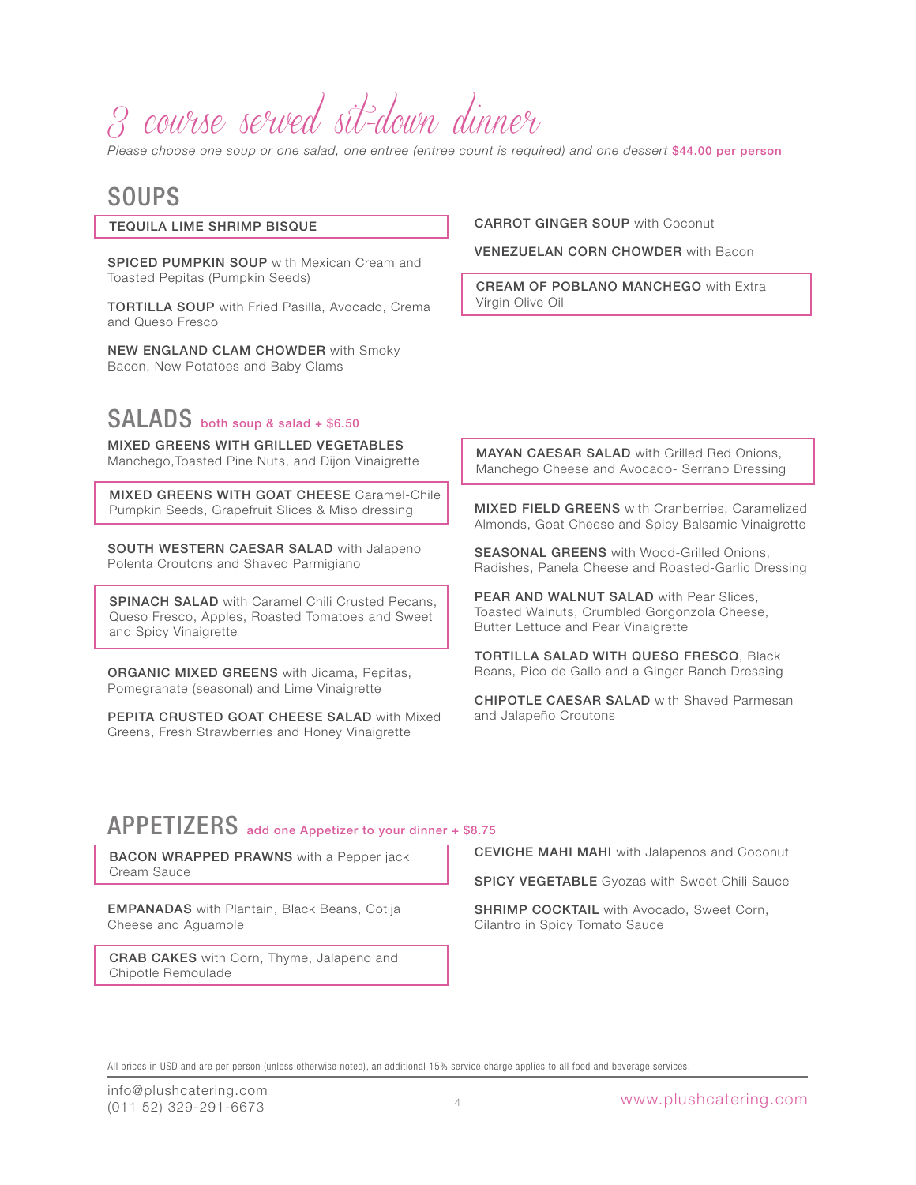# 3 course served sit-down dinner

*Please choose one soup or one salad, one entree (entree count is required) and one dessert* **$44.00 per person**

## SOUPS

**TEQUILA LIME SHRIMP BISQUE**

**SPICED PUMPKIN SOUP** with Mexican Cream and Toasted Pepitas (Pumpkin Seeds)

**TORTILLA SOUP** with Fried Pasilla, Avocado, Crema and Queso Fresco

**NEW ENGLAND CLAM CHOWDER** with Smoky Bacon, New Potatoes and Baby Clams

**CARROT GINGER SOUP** with Coconut

**VENEZUELAN CORN CHOWDER** with Bacon

**CREAM OF POBLANO MANCHEGO** with Extra Virgin Olive Oil

## SALADS both soup & salad + $6.50

**MIXED GREENS WITH GRILLED VEGETABLES** Manchego,Toasted Pine Nuts, and Dijon Vinaigrette

**MIXED GREENS WITH GOAT CHEESE** Caramel-Chile Pumpkin Seeds, Grapefruit Slices & Miso dressing

**SOUTH WESTERN CAESAR SALAD** with Jalapeno Polenta Croutons and Shaved Parmigiano

**SPINACH SALAD** with Caramel Chili Crusted Pecans, Queso Fresco, Apples, Roasted Tomatoes and Sweet and Spicy Vinaigrette

**ORGANIC MIXED GREENS** with Jicama, Pepitas, Pomegranate (seasonal) and Lime Vinaigrette

**PEPITA CRUSTED GOAT CHEESE SALAD** with Mixed Greens, Fresh Strawberries and Honey Vinaigrette

**MAYAN CAESAR SALAD** with Grilled Red Onions, Manchego Cheese and Avocado- Serrano Dressing

**MIXED FIELD GREENS** with Cranberries, Caramelized Almonds, Goat Cheese and Spicy Balsamic Vinaigrette

**SEASONAL GREENS** with Wood-Grilled Onions, Radishes, Panela Cheese and Roasted-Garlic Dressing

**PEAR AND WALNUT SALAD** with Pear Slices, Toasted Walnuts, Crumbled Gorgonzola Cheese, Butter Lettuce and Pear Vinaigrette

**TORTILLA SALAD WITH QUESO FRESCO**, Black Beans, Pico de Gallo and a Ginger Ranch Dressing

**CHIPOTLE CAESAR SALAD** with Shaved Parmesan and Jalapeño Croutons

## APPETIZERS add one Appetizer to your dinner + $8.75

**BACON WRAPPED PRAWNS** with a Pepper jack Cream Sauce

**EMPANADAS** with Plantain, Black Beans, Cotija Cheese and Aguamole

**CRAB CAKES** with Corn, Thyme, Jalapeno and Chipotle Remoulade

**CEVICHE MAHI MAHI** with Jalapenos and Coconut

**SPICY VEGETABLE** Gyozas with Sweet Chili Sauce

**SHRIMP COCKTAIL** with Avocado, Sweet Corn, Cilantro in Spicy Tomato Sauce

All prices in USD and are per person (unless otherwise noted), an additional 15% service charge applies to all food and beverage services.

info@plushcatering.com
(011 52) 329-291-6673

www.plushcatering.com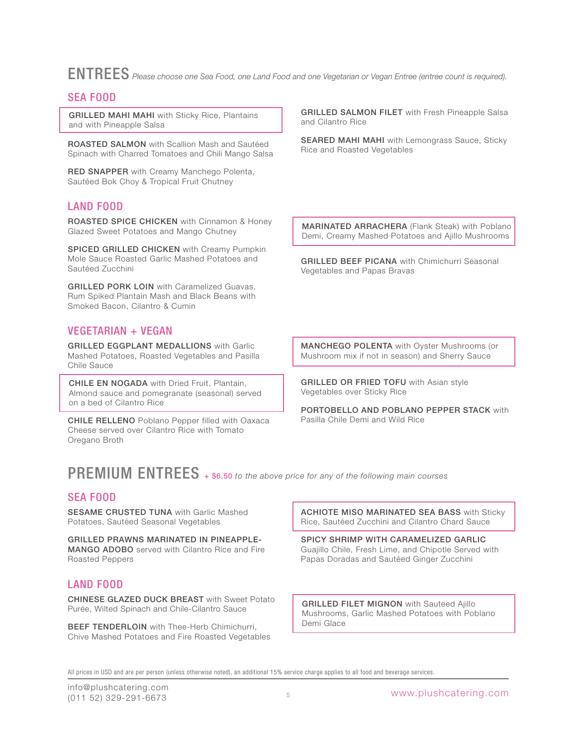# ENTREES *Please choose one Sea Food, one Land Food and one Vegetarian or Vegan Entree (entree count is required).*

## SEA FOOD

**GRILLED MAHI MAHI** with Sticky Rice, Plantains and with Pineapple Salsa

**ROASTED SALMON** with Scallion Mash and Sautéed Spinach with Charred Tomatoes and Chili Mango Salsa

**RED SNAPPER** with Creamy Manchego Polenta, Sautéed Bok Choy & Tropical Fruit Chutney

**GRILLED SALMON FILET** with Fresh Pineapple Salsa and Cilantro Rice

**SEARED MAHI MAHI** with Lemongrass Sauce, Sticky Rice and Roasted Vegetables

## LAND FOOD

**ROASTED SPICE CHICKEN** with Cinnamon & Honey Glazed Sweet Potatoes and Mango Chutney

**SPICED GRILLED CHICKEN** with Creamy Pumpkin Mole Sauce Roasted Garlic Mashed Potatoes and Sautéed Zucchini

**GRILLED PORK LOIN** with Caramelized Guavas, Rum Spiked Plantain Mash and Black Beans with Smoked Bacon, Cilantro & Cumin

**MARINATED ARRACHERA** (Flank Steak) with Poblano Demi, Creamy Mashed Potatoes and Ajillo Mushrooms

**GRILLED BEEF PICANA** with Chimichurri Seasonal Vegetables and Papas Bravas

## VEGETARIAN + VEGAN

**GRILLED EGGPLANT MEDALLIONS** with Garlic Mashed Potatoes, Roasted Vegetables and Pasilla Chile Sauce

**CHILE EN NOGADA** with Dried Fruit, Plantain, Almond sauce and pomegranate (seasonal) served on a bed of Cilantro Rice

**CHILE RELLENO** Poblano Pepper filled with Oaxaca Cheese served over Cilantro Rice with Tomato Oregano Broth

**MANCHEGO POLENTA** with Oyster Mushrooms (or Mushroom mix if not in season) and Sherry Sauce

**GRILLED OR FRIED TOFU** with Asian style Vegetables over Sticky Rice

**PORTOBELLO AND POBLANO PEPPER STACK** with Pasilla Chile Demi and Wild Rice

# PREMIUM ENTREES + $6.50 *to the above price for any of the following main courses*

## SEA FOOD

**SESAME CRUSTED TUNA** with Garlic Mashed Potatoes, Sautéed Seasonal Vegetables

**GRILLED PRAWNS MARINATED IN PINEAPPLE-MANGO ADOBO** served with Cilantro Rice and Fire Roasted Peppers

**ACHIOTE MISO MARINATED SEA BASS** with Sticky Rice, Sautéed Zucchini and Cilantro Chard Sauce

**SPICY SHRIMP WITH CARAMELIZED GARLIC** Guajillo Chile, Fresh Lime, and Chipotle Served with Papas Doradas and Sautéed Ginger Zucchini

## LAND FOOD

**CHINESE GLAZED DUCK BREAST** with Sweet Potato Purée, Wilted Spinach and Chile-Cilantro Sauce

**BEEF TENDERLOIN** with Thee-Herb Chimichurri, Chive Mashed Potatoes and Fire Roasted Vegetables

**GRILLED FILET MIGNON** with Sauteed Ajillo Mushrooms, Garlic Mashed Potatoes with Poblano Demi Glace

All prices in USD and are per person (unless otherwise noted), an additional 15% service charge applies to all food and beverage services.

info@plushcatering.com
(011 52) 329-291-6673

www.plushcatering.com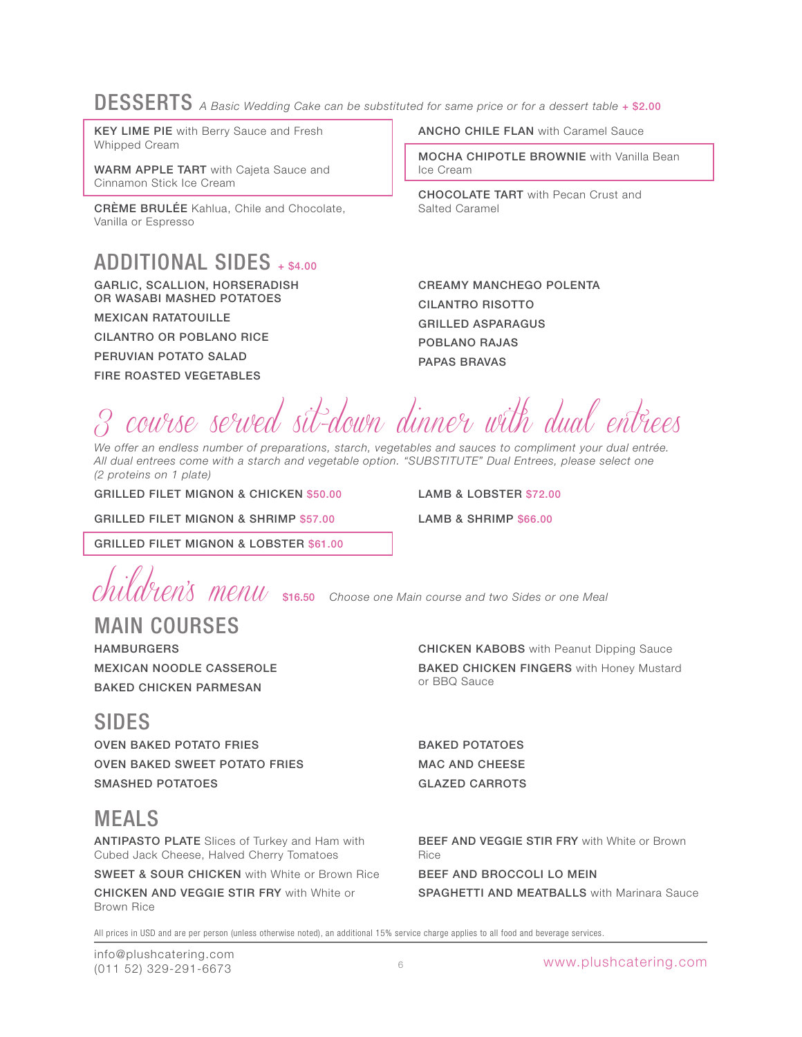## DESSERTS *A Basic Wedding Cake can be substituted for same price or for a dessert table* + $2.00

**KEY LIME PIE** with Berry Sauce and Fresh Whipped Cream

**WARM APPLE TART** with Cajeta Sauce and Cinnamon Stick Ice Cream

**CRÈME BRULÉE** Kahlua, Chile and Chocolate, Vanilla or Espresso

**ANCHO CHILE FLAN** with Caramel Sauce

**MOCHA CHIPOTLE BROWNIE** with Vanilla Bean Ice Cream

**CHOCOLATE TART** with Pecan Crust and Salted Caramel

## ADDITIONAL SIDES + $4.00

**GARLIC, SCALLION, HORSERADISH OR WASABI MASHED POTATOES**

**MEXICAN RATATOUILLE**

**CILANTRO OR POBLANO RICE**

**PERUVIAN POTATO SALAD**

**FIRE ROASTED VEGETABLES**

**CREAMY MANCHEGO POLENTA**

**CILANTRO RISOTTO**

**GRILLED ASPARAGUS**

**POBLANO RAJAS**

**PAPAS BRAVAS**

# 3 course served sit-down dinner with dual entrees

*We offer an endless number of preparations, starch, vegetables and sauces to compliment your dual entrée. All dual entrees come with a starch and vegetable option. "SUBSTITUTE" Dual Entrees, please select one (2 proteins on 1 plate)*

**GRILLED FILET MIGNON & CHICKEN** $50.00

**GRILLED FILET MIGNON & SHRIMP** $57.00

**GRILLED FILET MIGNON & LOBSTER** $61.00

**LAMB & LOBSTER** $72.00

**LAMB & SHRIMP** $66.00

# children's menu $16.50 *Choose one Main course and two Sides or one Meal*

## MAIN COURSES

**HAMBURGERS**

**MEXICAN NOODLE CASSEROLE**

**BAKED CHICKEN PARMESAN**

**CHICKEN KABOBS** with Peanut Dipping Sauce

**BAKED CHICKEN FINGERS** with Honey Mustard or BBQ Sauce

## SIDES

**OVEN BAKED POTATO FRIES**

**OVEN BAKED SWEET POTATO FRIES**

**SMASHED POTATOES**

**BAKED POTATOES**

**MAC AND CHEESE**

**GLAZED CARROTS**

## MEALS

**ANTIPASTO PLATE** Slices of Turkey and Ham with Cubed Jack Cheese, Halved Cherry Tomatoes

**SWEET & SOUR CHICKEN** with White or Brown Rice

**CHICKEN AND VEGGIE STIR FRY** with White or Brown Rice

**BEEF AND VEGGIE STIR FRY** with White or Brown Rice

**BEEF AND BROCCOLI LO MEIN**

**SPAGHETTI AND MEATBALLS** with Marinara Sauce

All prices in USD and are per person (unless otherwise noted), an additional 15% service charge applies to all food and beverage services.

info@plushcatering.com
(011 52) 329-291-6673

www.plushcatering.com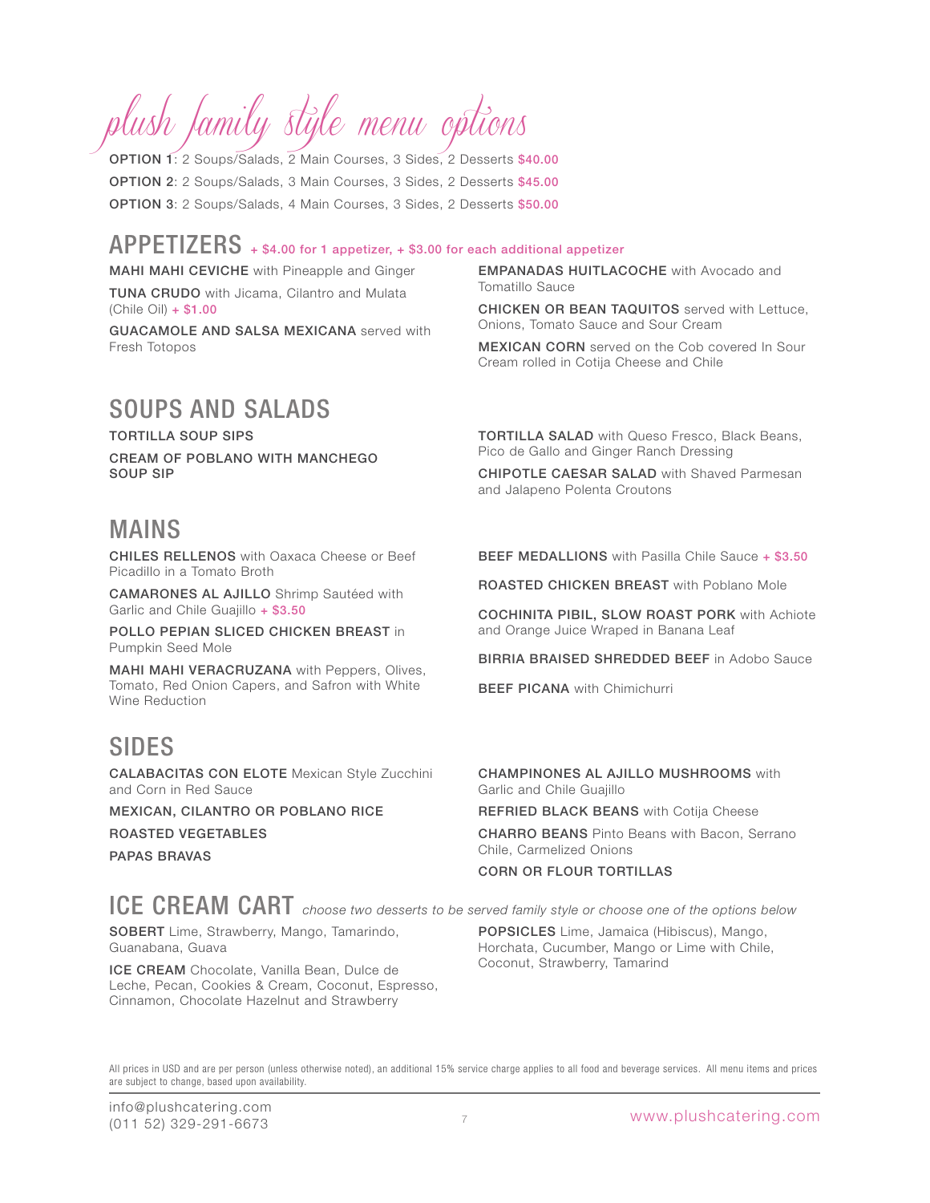# plush family style menu options

**OPTION 1**: 2 Soups/Salads, 2 Main Courses, 3 Sides, 2 Desserts **$40.00**

**OPTION 2**: 2 Soups/Salads, 3 Main Courses, 3 Sides, 2 Desserts **$45.00**

**OPTION 3**: 2 Soups/Salads, 4 Main Courses, 3 Sides, 2 Desserts **$50.00**

## APPETIZERS + $4.00 for 1 appetizer, + $3.00 for each additional appetizer

**MAHI MAHI CEVICHE** with Pineapple and Ginger

**TUNA CRUDO** with Jicama, Cilantro and Mulata (Chile Oil) **+ $1.00**

**GUACAMOLE AND SALSA MEXICANA** served with Fresh Totopos

**EMPANADAS HUITLACOCHE** with Avocado and Tomatillo Sauce

**CHICKEN OR BEAN TAQUITOS** served with Lettuce, Onions, Tomato Sauce and Sour Cream

**MEXICAN CORN** served on the Cob covered In Sour Cream rolled in Cotija Cheese and Chile

## SOUPS AND SALADS

**TORTILLA SOUP SIPS**

**CREAM OF POBLANO WITH MANCHEGO SOUP SIP**

**TORTILLA SALAD** with Queso Fresco, Black Beans, Pico de Gallo and Ginger Ranch Dressing

**CHIPOTLE CAESAR SALAD** with Shaved Parmesan and Jalapeno Polenta Croutons

## MAINS

**CHILES RELLENOS** with Oaxaca Cheese or Beef Picadillo in a Tomato Broth

**CAMARONES AL AJILLO** Shrimp Sautéed with Garlic and Chile Guajillo **+ $3.50**

**POLLO PEPIAN SLICED CHICKEN BREAST** in Pumpkin Seed Mole

**MAHI MAHI VERACRUZANA** with Peppers, Olives, Tomato, Red Onion Capers, and Safron with White Wine Reduction

**BEEF MEDALLIONS** with Pasilla Chile Sauce **+ $3.50**

**ROASTED CHICKEN BREAST** with Poblano Mole

**COCHINITA PIBIL, SLOW ROAST PORK** with Achiote and Orange Juice Wraped in Banana Leaf

**BIRRIA BRAISED SHREDDED BEEF** in Adobo Sauce

**BEEF PICANA** with Chimichurri

## SIDES

**CALABACITAS CON ELOTE** Mexican Style Zucchini and Corn in Red Sauce

**MEXICAN, CILANTRO OR POBLANO RICE**

**ROASTED VEGETABLES**

**PAPAS BRAVAS**

**CHAMPINONES AL AJILLO MUSHROOMS** with Garlic and Chile Guajillo

**REFRIED BLACK BEANS** with Cotija Cheese

**CHARRO BEANS** Pinto Beans with Bacon, Serrano Chile, Carmelized Onions

**CORN OR FLOUR TORTILLAS**

## ICE CREAM CART *choose two desserts to be served family style or choose one of the options below*

**SOBERT** Lime, Strawberry, Mango, Tamarindo, Guanabana, Guava

**ICE CREAM** Chocolate, Vanilla Bean, Dulce de Leche, Pecan, Cookies & Cream, Coconut, Espresso, Cinnamon, Chocolate Hazelnut and Strawberry

**POPSICLES** Lime, Jamaica (Hibiscus), Mango, Horchata, Cucumber, Mango or Lime with Chile, Coconut, Strawberry, Tamarind

All prices in USD and are per person (unless otherwise noted), an additional 15% service charge applies to all food and beverage services. All menu items and prices are subject to change, based upon availability.

info@plushcatering.com
(011 52) 329-291-6673

www.plushcatering.com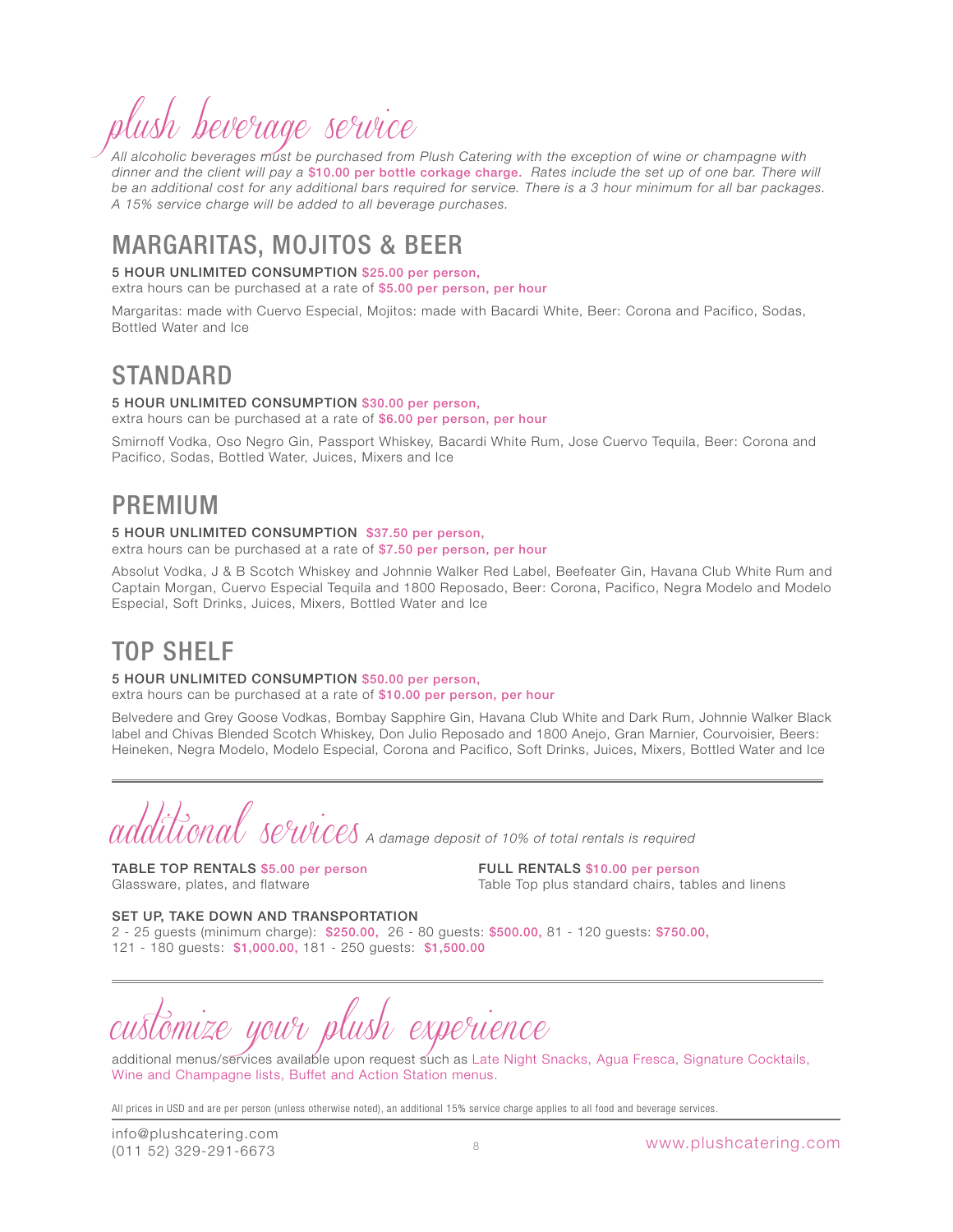# plush beverage service

*All alcoholic beverages must be purchased from Plush Catering with the exception of wine or champagne with dinner and the client will pay a* **$10.00 per bottle corkage charge.** *Rates include the set up of one bar. There will be an additional cost for any additional bars required for service. There is a 3 hour minimum for all bar packages. A 15% service charge will be added to all beverage purchases.*

## MARGARITAS, MOJITOS & BEER

**5 HOUR UNLIMITED CONSUMPTION** $25.00 per person,
extra hours can be purchased at a rate of $5.00 per person, per hour

Margaritas: made with Cuervo Especial, Mojitos: made with Bacardi White, Beer: Corona and Pacifico, Sodas, Bottled Water and Ice

## STANDARD

**5 HOUR UNLIMITED CONSUMPTION** $30.00 per person,
extra hours can be purchased at a rate of $6.00 per person, per hour

Smirnoff Vodka, Oso Negro Gin, Passport Whiskey, Bacardi White Rum, Jose Cuervo Tequila, Beer: Corona and Pacifico, Sodas, Bottled Water, Juices, Mixers and Ice

## PREMIUM

**5 HOUR UNLIMITED CONSUMPTION** $37.50 per person,
extra hours can be purchased at a rate of $7.50 per person, per hour

Absolut Vodka, J & B Scotch Whiskey and Johnnie Walker Red Label, Beefeater Gin, Havana Club White Rum and Captain Morgan, Cuervo Especial Tequila and 1800 Reposado, Beer: Corona, Pacifico, Negra Modelo and Modelo Especial, Soft Drinks, Juices, Mixers, Bottled Water and Ice

## TOP SHELF

**5 HOUR UNLIMITED CONSUMPTION** $50.00 per person,
extra hours can be purchased at a rate of $10.00 per person, per hour

Belvedere and Grey Goose Vodkas, Bombay Sapphire Gin, Havana Club White and Dark Rum, Johnnie Walker Black label and Chivas Blended Scotch Whiskey, Don Julio Reposado and 1800 Anejo, Gran Marnier, Courvoisier, Beers: Heineken, Negra Modelo, Modelo Especial, Corona and Pacifico, Soft Drinks, Juices, Mixers, Bottled Water and Ice

---

# additional services

*A damage deposit of 10% of total rentals is required*

**TABLE TOP RENTALS** $5.00 per person
Glassware, plates, and flatware

**FULL RENTALS** $10.00 per person
Table Top plus standard chairs, tables and linens

**SET UP, TAKE DOWN AND TRANSPORTATION**
2 - 25 guests (minimum charge): **$250.00,** 26 - 80 guests: **$500.00,** 81 - 120 guests: **$750.00,**
121 - 180 guests: **$1,000.00,** 181 - 250 guests: **$1,500.00**

---

# customize your plush experience

additional menus/services available upon request such as Late Night Snacks, Agua Fresca, Signature Cocktails, Wine and Champagne lists, Buffet and Action Station menus.

All prices in USD and are per person (unless otherwise noted), an additional 15% service charge applies to all food and beverage services.

info@plushcatering.com
(011 52) 329-291-6673

www.plushcatering.com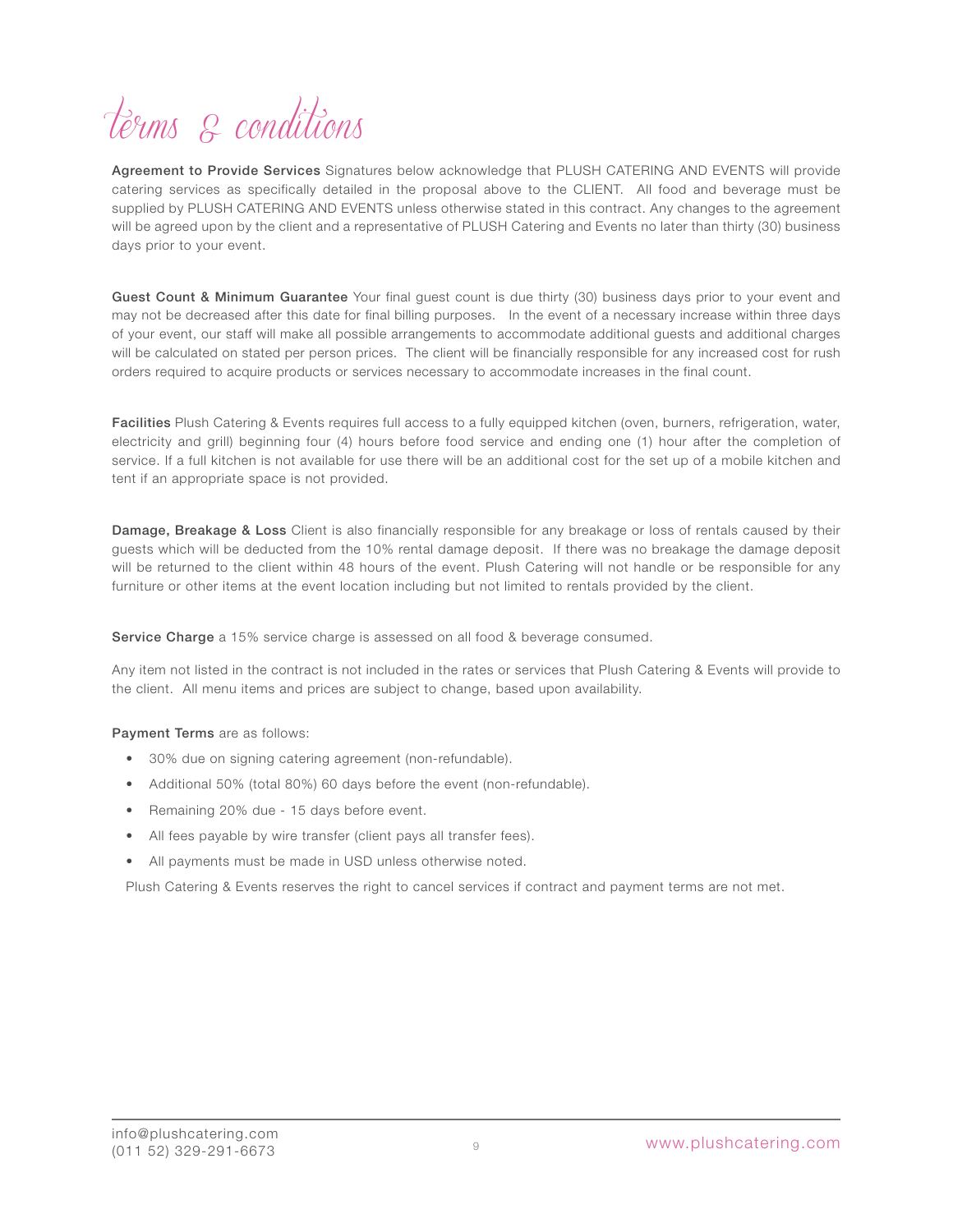# terms & conditions

**Agreement to Provide Services** Signatures below acknowledge that PLUSH CATERING AND EVENTS will provide catering services as specifically detailed in the proposal above to the CLIENT. All food and beverage must be supplied by PLUSH CATERING AND EVENTS unless otherwise stated in this contract. Any changes to the agreement will be agreed upon by the client and a representative of PLUSH Catering and Events no later than thirty (30) business days prior to your event.

**Guest Count & Minimum Guarantee** Your final guest count is due thirty (30) business days prior to your event and may not be decreased after this date for final billing purposes. In the event of a necessary increase within three days of your event, our staff will make all possible arrangements to accommodate additional guests and additional charges will be calculated on stated per person prices. The client will be financially responsible for any increased cost for rush orders required to acquire products or services necessary to accommodate increases in the final count.

**Facilities** Plush Catering & Events requires full access to a fully equipped kitchen (oven, burners, refrigeration, water, electricity and grill) beginning four (4) hours before food service and ending one (1) hour after the completion of service. If a full kitchen is not available for use there will be an additional cost for the set up of a mobile kitchen and tent if an appropriate space is not provided.

**Damage, Breakage & Loss** Client is also financially responsible for any breakage or loss of rentals caused by their guests which will be deducted from the 10% rental damage deposit. If there was no breakage the damage deposit will be returned to the client within 48 hours of the event. Plush Catering will not handle or be responsible for any furniture or other items at the event location including but not limited to rentals provided by the client.

**Service Charge** a 15% service charge is assessed on all food & beverage consumed.

Any item not listed in the contract is not included in the rates or services that Plush Catering & Events will provide to the client. All menu items and prices are subject to change, based upon availability.

**Payment Terms** are as follows:

- 30% due on signing catering agreement (non-refundable).
- Additional 50% (total 80%) 60 days before the event (non-refundable).
- Remaining 20% due - 15 days before event.
- All fees payable by wire transfer (client pays all transfer fees).
- All payments must be made in USD unless otherwise noted.

Plush Catering & Events reserves the right to cancel services if contract and payment terms are not met.

info@plushcatering.com
(011 52) 329-291-6673

www.plushcatering.com